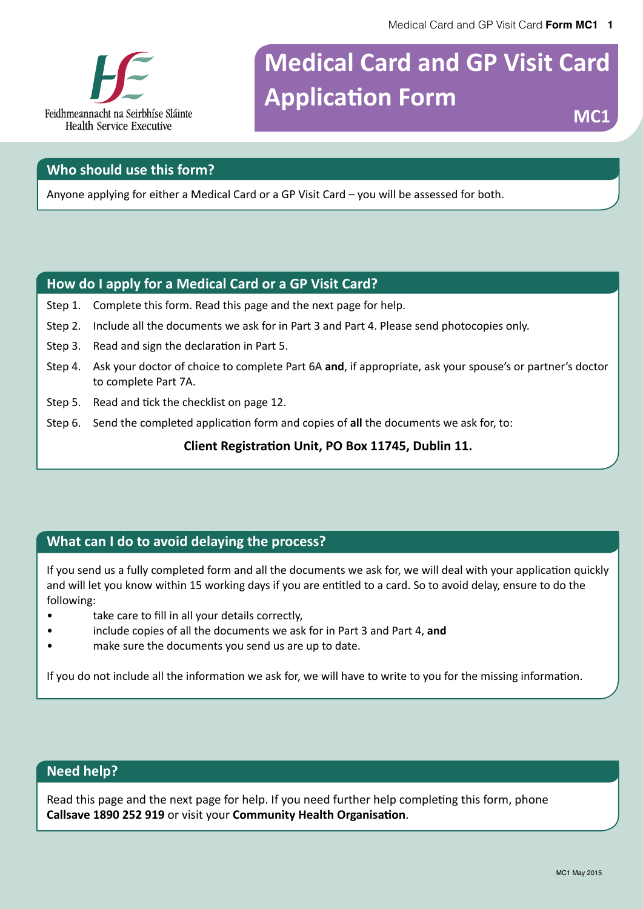Feidhmeannacht na Seirbhíse Sláinte
Health Service Executive

# Medical Card and GP Visit Card Application Form

**MC1**

## Who should use this form?

Anyone applying for either a Medical Card or a GP Visit Card – you will be assessed for both.

## How do I apply for a Medical Card or a GP Visit Card?

Step 1. Complete this form. Read this page and the next page for help.

Step 2. Include all the documents we ask for in Part 3 and Part 4. Please send photocopies only.

Step 3. Read and sign the declaration in Part 5.

Step 4. Ask your doctor of choice to complete Part 6A **and**, if appropriate, ask your spouse's or partner's doctor to complete Part 7A.

Step 5. Read and tick the checklist on page 12.

Step 6. Send the completed application form and copies of **all** the documents we ask for, to:

**Client Registration Unit, PO Box 11745, Dublin 11.**

## What can I do to avoid delaying the process?

If you send us a fully completed form and all the documents we ask for, we will deal with your application quickly and will let you know within 15 working days if you are entitled to a card. So to avoid delay, ensure to do the following:

- take care to fill in all your details correctly,
- include copies of all the documents we ask for in Part 3 and Part 4, **and**
- make sure the documents you send us are up to date.

If you do not include all the information we ask for, we will have to write to you for the missing information.

## Need help?

Read this page and the next page for help. If you need further help completing this form, phone **Callsave 1890 252 919** or visit your **Community Health Organisation**.

MC1 May 2015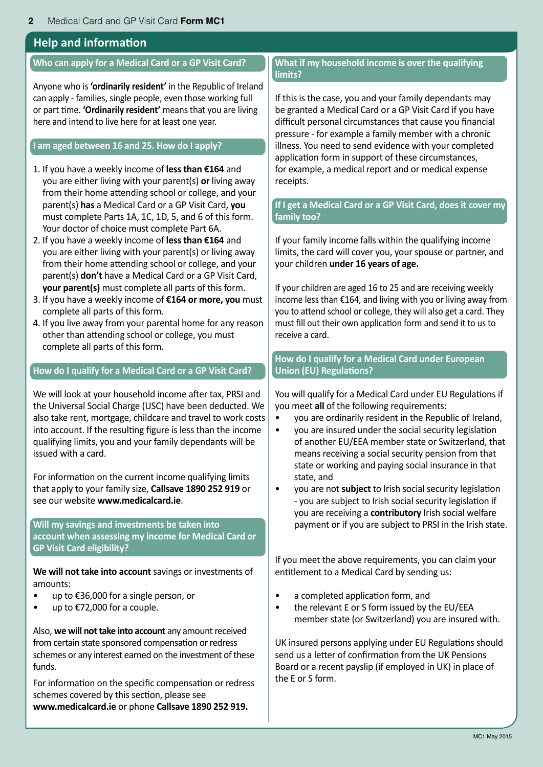# Help and information

## Who can apply for a Medical Card or a GP Visit Card?

Anyone who is **'ordinarily resident'** in the Republic of Ireland can apply - families, single people, even those working full or part time. **'Ordinarily resident'** means that you are living here and intend to live here for at least one year.

## I am aged between 16 and 25. How do I apply?

1. If you have a weekly income of **less than €164** and you are either living with your parent(s) **or** living away from their home attending school or college, and your parent(s) **has** a Medical Card or a GP Visit Card, **you** must complete Parts 1A, 1C, 1D, 5, and 6 of this form. Your doctor of choice must complete Part 6A.
2. If you have a weekly income of **less than €164** and you are either living with your parent(s) or living away from their home attending school or college, and your parent(s) **don't** have a Medical Card or a GP Visit Card, **your parent(s)** must complete all parts of this form.
3. If you have a weekly income of **€164 or more, you** must complete all parts of this form.
4. If you live away from your parental home for any reason other than attending school or college, you must complete all parts of this form.

## How do I qualify for a Medical Card or a GP Visit Card?

We will look at your household income after tax, PRSI and the Universal Social Charge (USC) have been deducted. We also take rent, mortgage, childcare and travel to work costs into account. If the resulting figure is less than the income qualifying limits, you and your family dependants will be issued with a card.

For information on the current income qualifying limits that apply to your family size, **Callsave 1890 252 919** or see our website **www.medicalcard.ie**.

## Will my savings and investments be taken into account when assessing my income for Medical Card or GP Visit Card eligibility?

**We will not take into account** savings or investments of amounts:

- up to €36,000 for a single person, or
- up to €72,000 for a couple.

Also, **we will not take into account** any amount received from certain state sponsored compensation or redress schemes or any interest earned on the investment of these funds.

For information on the specific compensation or redress schemes covered by this section, please see **www.medicalcard.ie** or phone **Callsave 1890 252 919.**

## What if my household income is over the qualifying limits?

If this is the case, you and your family dependants may be granted a Medical Card or a GP Visit Card if you have difficult personal circumstances that cause you financial pressure - for example a family member with a chronic illness. You need to send evidence with your completed application form in support of these circumstances, for example, a medical report and or medical expense receipts.

## If I get a Medical Card or a GP Visit Card, does it cover my family too?

If your family income falls within the qualifying income limits, the card will cover you, your spouse or partner, and your children **under 16 years of age.**

If your children are aged 16 to 25 and are receiving weekly income less than €164, and living with you or living away from you to attend school or college, they will also get a card. They must fill out their own application form and send it to us to receive a card.

## How do I qualify for a Medical Card under European Union (EU) Regulations?

You will qualify for a Medical Card under EU Regulations if you meet **all** of the following requirements:

- you are ordinarily resident in the Republic of Ireland,
- you are insured under the social security legislation of another EU/EEA member state or Switzerland, that means receiving a social security pension from that state or working and paying social insurance in that state, and
- you are not **subject** to Irish social security legislation - you are subject to Irish social security legislation if you are receiving a **contributory** Irish social welfare payment or if you are subject to PRSI in the Irish state.

If you meet the above requirements, you can claim your entitlement to a Medical Card by sending us:

- a completed application form, and
- the relevant E or S form issued by the EU/EEA member state (or Switzerland) you are insured with.

UK insured persons applying under EU Regulations should send us a letter of confirmation from the UK Pensions Board or a recent payslip (if employed in UK) in place of the E or S form.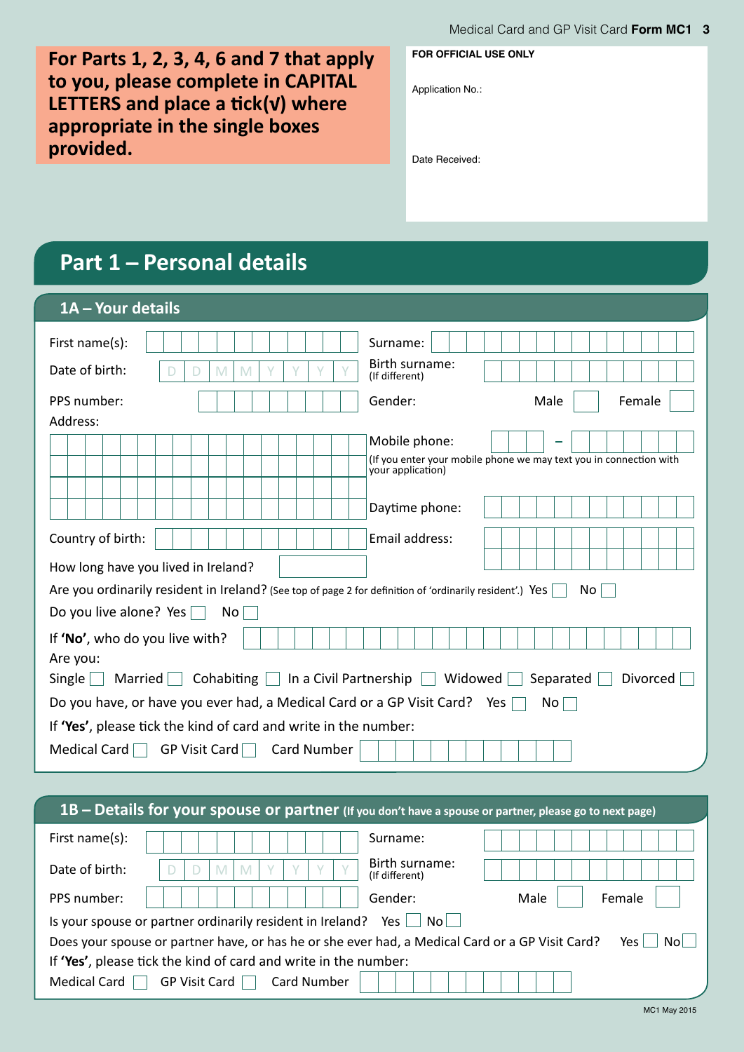**For Parts 1, 2, 3, 4, 6 and 7 that apply to you, please complete in CAPITAL LETTERS and place a tick(√) where appropriate in the single boxes provided.**

**FOR OFFICIAL USE ONLY**

Application No.:

Date Received:

# Part 1 – Personal details

## 1A – Your details

First name(s): ☐☐☐☐☐☐☐☐☐☐☐☐ Surname: ☐☐☐☐☐☐☐☐☐☐☐☐☐☐☐

Date of birth: D D M M Y Y Y Y Birth surname: (If different)

PPS number: Gender: Male ☐ Female ☐

Address:

Mobile phone: –
(If you enter your mobile phone we may text you in connection with your application)

Daytime phone:

Country of birth: Email address:

How long have you lived in Ireland?

Are you ordinarily resident in Ireland? (See top of page 2 for definition of 'ordinarily resident'.) Yes ☐ No ☐

Do you live alone? Yes ☐ No ☐

If **'No'**, who do you live with?

Are you:

Single ☐ Married ☐ Cohabiting ☐ In a Civil Partnership ☐ Widowed ☐ Separated ☐ Divorced ☐

Do you have, or have you ever had, a Medical Card or a GP Visit Card? Yes ☐ No ☐

If **'Yes'**, please tick the kind of card and write in the number:

Medical Card ☐ GP Visit Card ☐ Card Number

## 1B – Details for your spouse or partner (If you don't have a spouse or partner, please go to next page)

First name(s): Surname:

Date of birth: D D M M Y Y Y Y Birth surname: (If different)

PPS number: Gender: Male ☐ Female ☐

Is your spouse or partner ordinarily resident in Ireland? Yes ☐ No ☐

Does your spouse or partner have, or has he or she ever had, a Medical Card or a GP Visit Card? Yes ☐ No ☐

If **'Yes'**, please tick the kind of card and write in the number:

Medical Card ☐ GP Visit Card ☐ Card Number

MC1 May 2015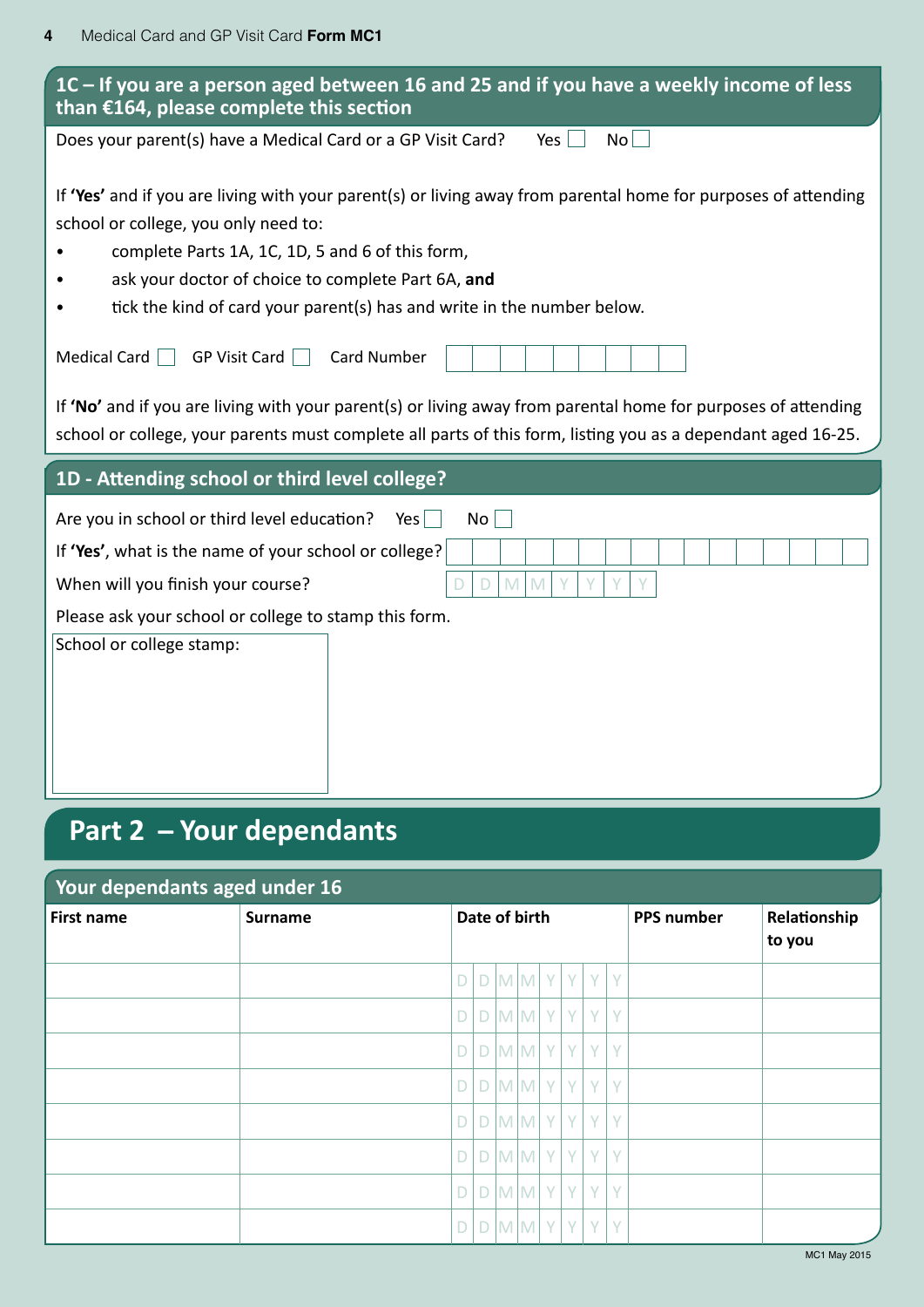## 1C – If you are a person aged between 16 and 25 and if you have a weekly income of less than €164, please complete this section

Does your parent(s) have a Medical Card or a GP Visit Card? Yes ☐ No ☐

If **'Yes'** and if you are living with your parent(s) or living away from parental home for purposes of attending school or college, you only need to:

- complete Parts 1A, 1C, 1D, 5 and 6 of this form,
- ask your doctor of choice to complete Part 6A, **and**
- tick the kind of card your parent(s) has and write in the number below.

Medical Card ☐ GP Visit Card ☐ Card Number

If **'No'** and if you are living with your parent(s) or living away from parental home for purposes of attending school or college, your parents must complete all parts of this form, listing you as a dependant aged 16-25.

## 1D - Attending school or third level college?

Are you in school or third level education? Yes ☐ No ☐

If **'Yes'**, what is the name of your school or college?

When will you finish your course? D D M M Y Y Y Y

Please ask your school or college to stamp this form.

School or college stamp:

# Part 2 – Your dependants

## Your dependants aged under 16

| First name | Surname | Date of birth | PPS number | Relationship to you |
|---|---|---|---|---|
| | | D D M M Y Y Y Y | | |
| | | D D M M Y Y Y Y | | |
| | | D D M M Y Y Y Y | | |
| | | D D M M Y Y Y Y | | |
| | | D D M M Y Y Y Y | | |
| | | D D M M Y Y Y Y | | |
| | | D D M M Y Y Y Y | | |
| | | D D M M Y Y Y Y | | |

MC1 May 2015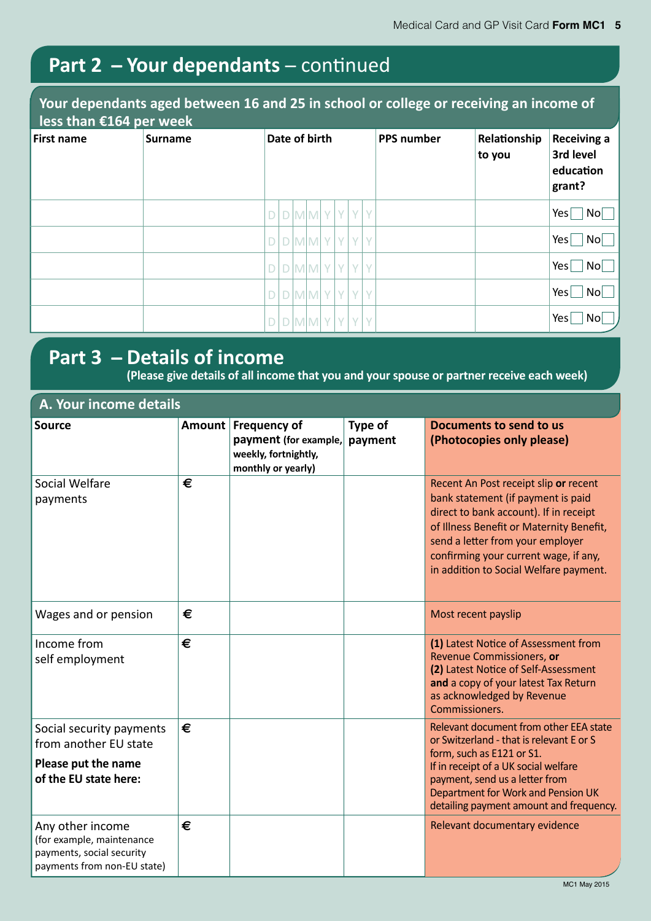## Part 2 – Your dependants – continued

### Your dependants aged between 16 and 25 in school or college or receiving an income of less than €164 per week

| First name | Surname | Date of birth | PPS number | Relationship to you | Receiving a 3rd level education grant? |
|---|---|---|---|---|---|
| | | D D M M Y Y Y Y | | | Yes ☐ No ☐ |
| | | D D M M Y Y Y Y | | | Yes ☐ No ☐ |
| | | D D M M Y Y Y Y | | | Yes ☐ No ☐ |
| | | D D M M Y Y Y Y | | | Yes ☐ No ☐ |
| | | D D M M Y Y Y Y | | | Yes ☐ No ☐ |

## Part 3 – Details of income

**(Please give details of all income that you and your spouse or partner receive each week)**

### A. Your income details

| Source | Amount | Frequency of payment (for example, weekly, fortnightly, monthly or yearly) | Type of payment | Documents to send to us (Photocopies only please) |
|---|---|---|---|---|
| Social Welfare payments | € | | | Recent An Post receipt slip **or** recent bank statement (if payment is paid direct to bank account). If in receipt of Illness Benefit or Maternity Benefit, send a letter from your employer confirming your current wage, if any, in addition to Social Welfare payment. |
| Wages and or pension | € | | | Most recent payslip |
| Income from self employment | € | | | **(1)** Latest Notice of Assessment from Revenue Commissioners, **or** **(2)** Latest Notice of Self-Assessment **and** a copy of your latest Tax Return as acknowledged by Revenue Commissioners. |
| Social security payments from another EU state **Please put the name of the EU state here:** | € | | | Relevant document from other EEA state or Switzerland - that is relevant E or S form, such as E121 or S1. If in receipt of a UK social welfare payment, send us a letter from Department for Work and Pension UK detailing payment amount and frequency. |
| Any other income (for example, maintenance payments, social security payments from non-EU state) | € | | | Relevant documentary evidence |

MC1 May 2015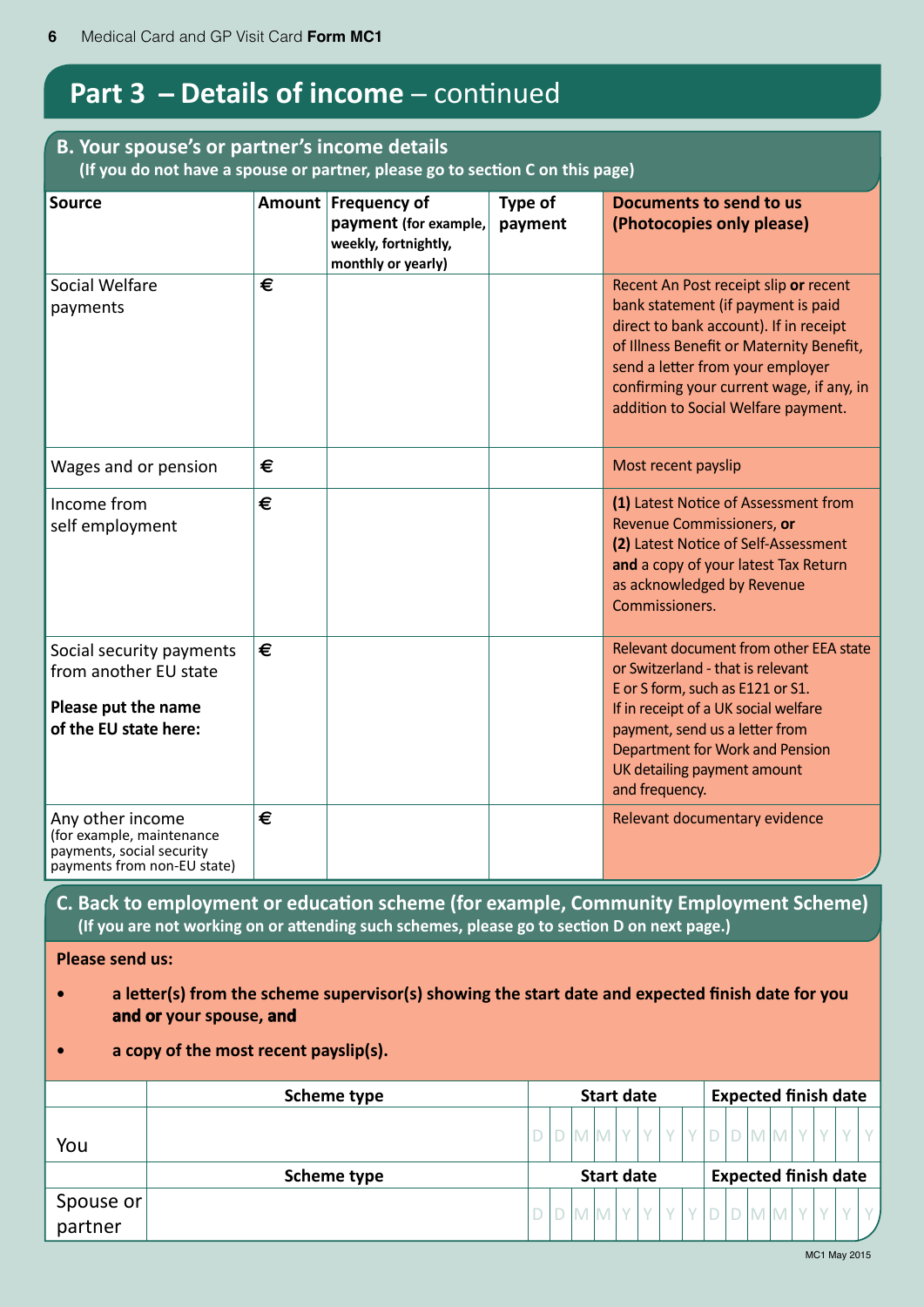## Part 3 – Details of income – continued

### B. Your spouse's or partner's income details

**(If you do not have a spouse or partner, please go to section C on this page)**

| Source | Amount | Frequency of payment (for example, weekly, fortnightly, monthly or yearly) | Type of payment | Documents to send to us (Photocopies only please) |
|---|---|---|---|---|
| Social Welfare payments | € | | | Recent An Post receipt slip **or** recent bank statement (if payment is paid direct to bank account). If in receipt of Illness Benefit or Maternity Benefit, send a letter from your employer confirming your current wage, if any, in addition to Social Welfare payment. |
| Wages and or pension | € | | | Most recent payslip |
| Income from self employment | € | | | **(1)** Latest Notice of Assessment from Revenue Commissioners, **or** **(2)** Latest Notice of Self-Assessment **and** a copy of your latest Tax Return as acknowledged by Revenue Commissioners. |
| Social security payments from another EU state **Please put the name of the EU state here:** | € | | | Relevant document from other EEA state or Switzerland - that is relevant E or S form, such as E121 or S1. If in receipt of a UK social welfare payment, send us a letter from Department for Work and Pension UK detailing payment amount and frequency. |
| Any other income (for example, maintenance payments, social security payments from non-EU state) | € | | | Relevant documentary evidence |

### C. Back to employment or education scheme (for example, Community Employment Scheme)

**(If you are not working on or attending such schemes, please go to section D on next page.)**

**Please send us:**

- **a letter(s) from the scheme supervisor(s) showing the start date and expected finish date for you and or your spouse, and**
- **a copy of the most recent payslip(s).**

| | Scheme type | Start date | Expected finish date |
|---|---|---|---|
| You | | DDMMYYYY | DDMMYYYY |
| | **Scheme type** | **Start date** | **Expected finish date** |
| Spouse or partner | | DDMMYYYY | DDMMYYYY |

MC1 May 2015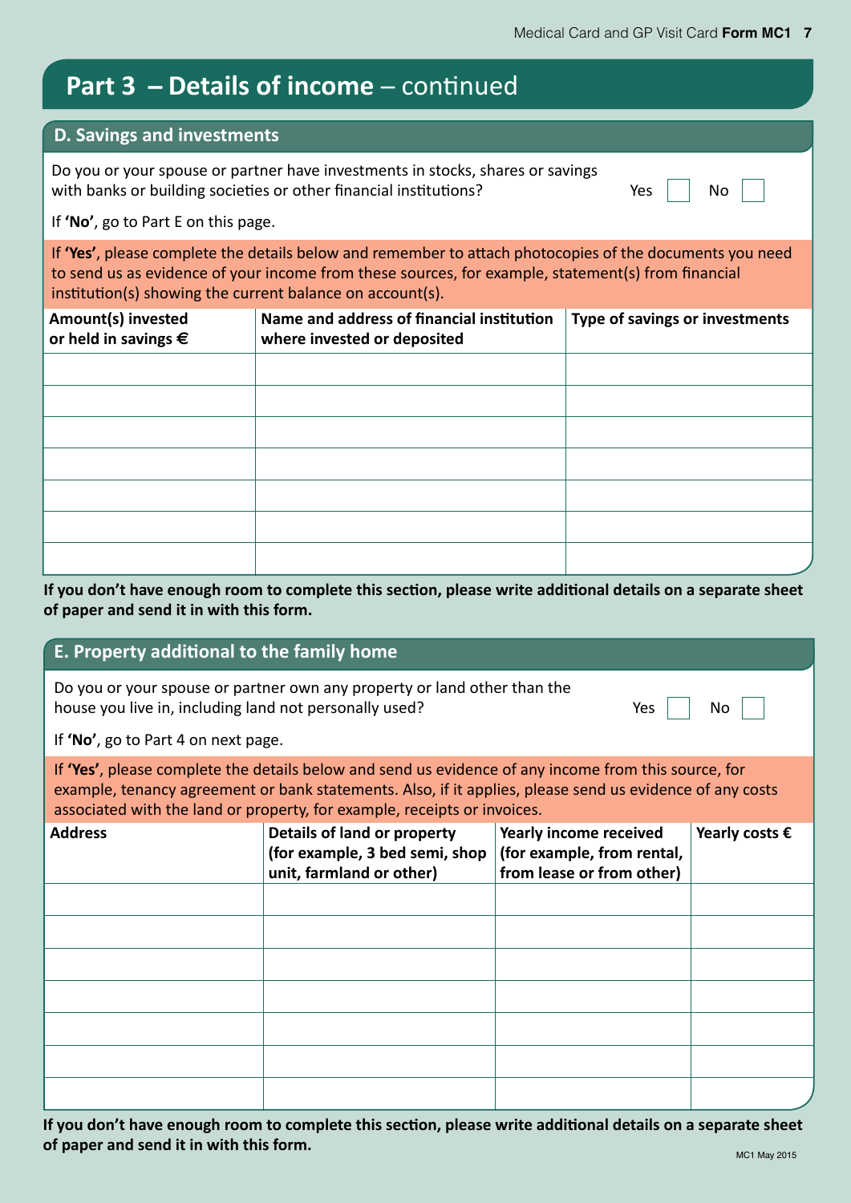## Part 3 – Details of income – continued

### D. Savings and investments

Do you or your spouse or partner have investments in stocks, shares or savings with banks or building societies or other financial institutions? Yes ☐ No ☐

If **'No'**, go to Part E on this page.

If **'Yes'**, please complete the details below and remember to attach photocopies of the documents you need to send us as evidence of your income from these sources, for example, statement(s) from financial institution(s) showing the current balance on account(s).

| Amount(s) invested or held in savings € | Name and address of financial institution where invested or deposited | Type of savings or investments |
|---|---|---|
| | | |
| | | |
| | | |
| | | |
| | | |
| | | |
| | | |

**If you don't have enough room to complete this section, please write additional details on a separate sheet of paper and send it in with this form.**

### E. Property additional to the family home

Do you or your spouse or partner own any property or land other than the house you live in, including land not personally used? Yes ☐ No ☐

If **'No'**, go to Part 4 on next page.

If **'Yes'**, please complete the details below and send us evidence of any income from this source, for example, tenancy agreement or bank statements. Also, if it applies, please send us evidence of any costs associated with the land or property, for example, receipts or invoices.

| Address | Details of land or property (for example, 3 bed semi, shop unit, farmland or other) | Yearly income received (for example, from rental, from lease or from other) | Yearly costs € |
|---|---|---|---|
| | | | |
| | | | |
| | | | |
| | | | |
| | | | |
| | | | |
| | | | |

**If you don't have enough room to complete this section, please write additional details on a separate sheet of paper and send it in with this form.**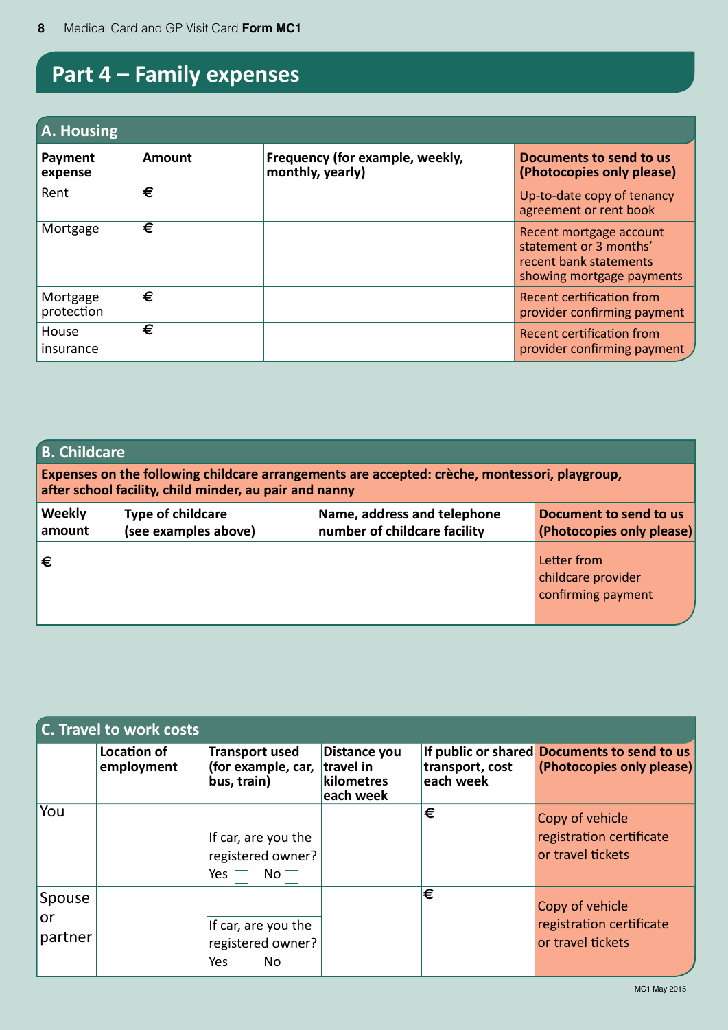## Part 4 – Family expenses

### A. Housing

| Payment expense | Amount | Frequency (for example, weekly, monthly, yearly) | Documents to send to us (Photocopies only please) |
|---|---|---|---|
| Rent | € | | Up-to-date copy of tenancy agreement or rent book |
| Mortgage | € | | Recent mortgage account statement or 3 months' recent bank statements showing mortgage payments |
| Mortgage protection | € | | Recent certification from provider confirming payment |
| House insurance | € | | Recent certification from provider confirming payment |

### B. Childcare

**Expenses on the following childcare arrangements are accepted: crèche, montessori, playgroup, after school facility, child minder, au pair and nanny**

| Weekly amount | Type of childcare (see examples above) | Name, address and telephone number of childcare facility | Document to send to us (Photocopies only please) |
|---|---|---|---|
| € | | | Letter from childcare provider confirming payment |

### C. Travel to work costs

| | Location of employment | Transport used (for example, car, bus, train) | Distance you travel in kilometres each week | If public or shared transport, cost each week | Documents to send to us (Photocopies only please) |
|---|---|---|---|---|---|
| You | | If car, are you the registered owner? Yes ☐ No ☐ | | € | Copy of vehicle registration certificate or travel tickets |
| Spouse or partner | | If car, are you the registered owner? Yes ☐ No ☐ | | € | Copy of vehicle registration certificate or travel tickets |

MC1 May 2015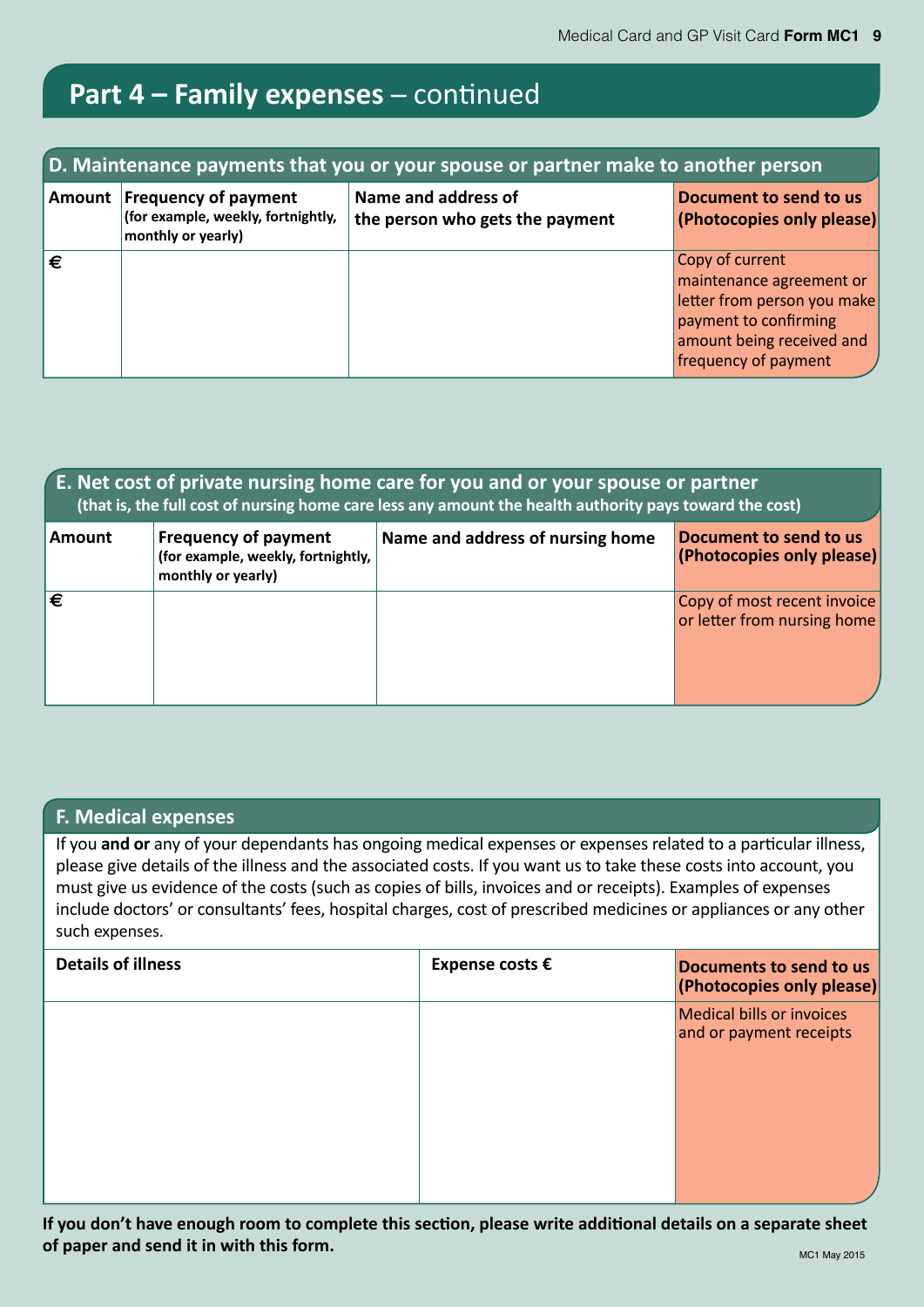## Part 4 – Family expenses – continued

### D. Maintenance payments that you or your spouse or partner make to another person

| Amount | Frequency of payment (for example, weekly, fortnightly, monthly or yearly) | Name and address of the person who gets the payment | Document to send to us (Photocopies only please) |
|---|---|---|---|
| € | | | Copy of current maintenance agreement or letter from person you make payment to confirming amount being received and frequency of payment |

### E. Net cost of private nursing home care for you and or your spouse or partner

**(that is, the full cost of nursing home care less any amount the health authority pays toward the cost)**

| Amount | Frequency of payment (for example, weekly, fortnightly, monthly or yearly) | Name and address of nursing home | Document to send to us (Photocopies only please) |
|---|---|---|---|
| € | | | Copy of most recent invoice or letter from nursing home |

### F. Medical expenses

If you **and or** any of your dependants has ongoing medical expenses or expenses related to a particular illness, please give details of the illness and the associated costs. If you want us to take these costs into account, you must give us evidence of the costs (such as copies of bills, invoices and or receipts). Examples of expenses include doctors' or consultants' fees, hospital charges, cost of prescribed medicines or appliances or any other such expenses.

| Details of illness | Expense costs € | Documents to send to us (Photocopies only please) |
|---|---|---|
| | | Medical bills or invoices and or payment receipts |

**If you don't have enough room to complete this section, please write additional details on a separate sheet of paper and send it in with this form.**

MC1 May 2015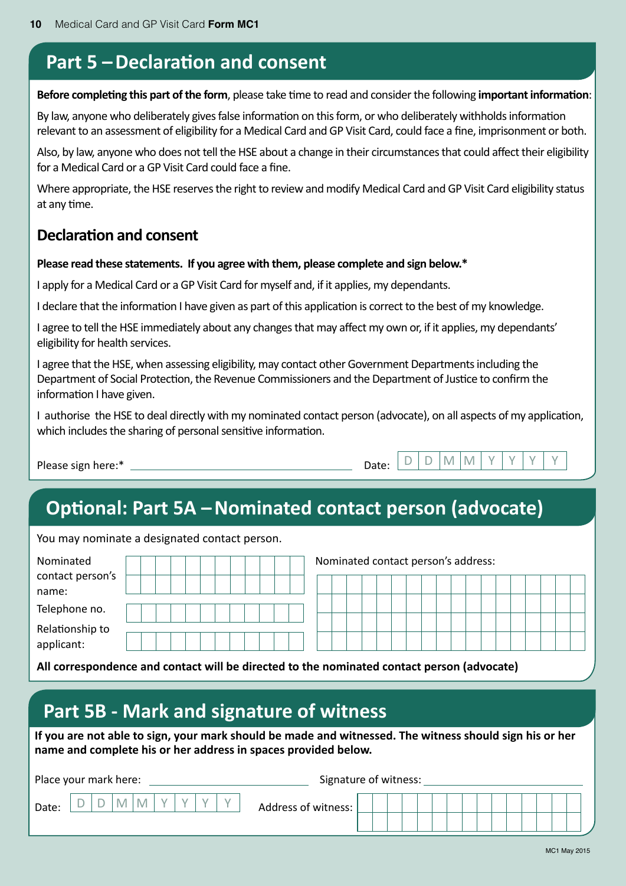## Part 5 – Declaration and consent

**Before completing this part of the form**, please take time to read and consider the following **important information**:

By law, anyone who deliberately gives false information on this form, or who deliberately withholds information relevant to an assessment of eligibility for a Medical Card and GP Visit Card, could face a fine, imprisonment or both.

Also, by law, anyone who does not tell the HSE about a change in their circumstances that could affect their eligibility for a Medical Card or a GP Visit Card could face a fine.

Where appropriate, the HSE reserves the right to review and modify Medical Card and GP Visit Card eligibility status at any time.

### Declaration and consent

**Please read these statements. If you agree with them, please complete and sign below.***

I apply for a Medical Card or a GP Visit Card for myself and, if it applies, my dependants.

I declare that the information I have given as part of this application is correct to the best of my knowledge.

I agree to tell the HSE immediately about any changes that may affect my own or, if it applies, my dependants' eligibility for health services.

I agree that the HSE, when assessing eligibility, may contact other Government Departments including the Department of Social Protection, the Revenue Commissioners and the Department of Justice to confirm the information I have given.

I authorise the HSE to deal directly with my nominated contact person (advocate), on all aspects of my application, which includes the sharing of personal sensitive information.

Please sign here:* ______________________ Date: D D M M Y Y Y Y

## Optional: Part 5A – Nominated contact person (advocate)

You may nominate a designated contact person.

Nominated contact person's name: ______________________

Telephone no. ______________________

Relationship to applicant: ______________________

Nominated contact person's address: ______________________

**All correspondence and contact will be directed to the nominated contact person (advocate)**

## Part 5B - Mark and signature of witness

**If you are not able to sign, your mark should be made and witnessed. The witness should sign his or her name and complete his or her address in spaces provided below.**

Place your mark here: ______________________ Signature of witness: ______________________

Date: D D M M Y Y Y Y Address of witness: ______________________

MC1 May 2015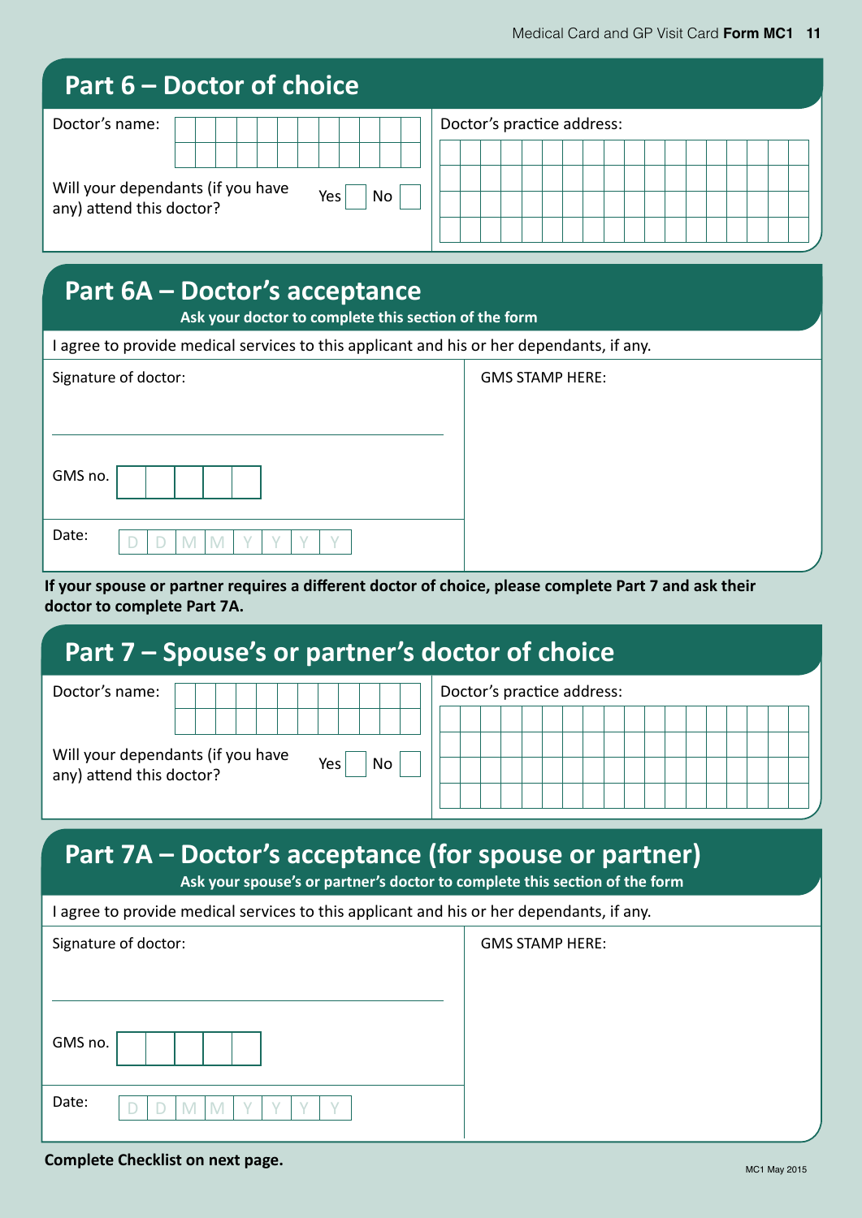## Part 6 – Doctor of choice

Doctor's name:

Will your dependants (if you have any) attend this doctor? Yes ☐ No ☐

Doctor's practice address:

## Part 6A – Doctor's acceptance

**Ask your doctor to complete this section of the form**

I agree to provide medical services to this applicant and his or her dependants, if any.

Signature of doctor:

GMS no.

Date: D D M M Y Y Y Y

GMS STAMP HERE:

**If your spouse or partner requires a different doctor of choice, please complete Part 7 and ask their doctor to complete Part 7A.**

## Part 7 – Spouse's or partner's doctor of choice

Doctor's name:

Will your dependants (if you have any) attend this doctor? Yes ☐ No ☐

Doctor's practice address:

## Part 7A – Doctor's acceptance (for spouse or partner)

**Ask your spouse's or partner's doctor to complete this section of the form**

I agree to provide medical services to this applicant and his or her dependants, if any.

Signature of doctor:

GMS no.

Date: D D M M Y Y Y Y

GMS STAMP HERE:

**Complete Checklist on next page.**

MC1 May 2015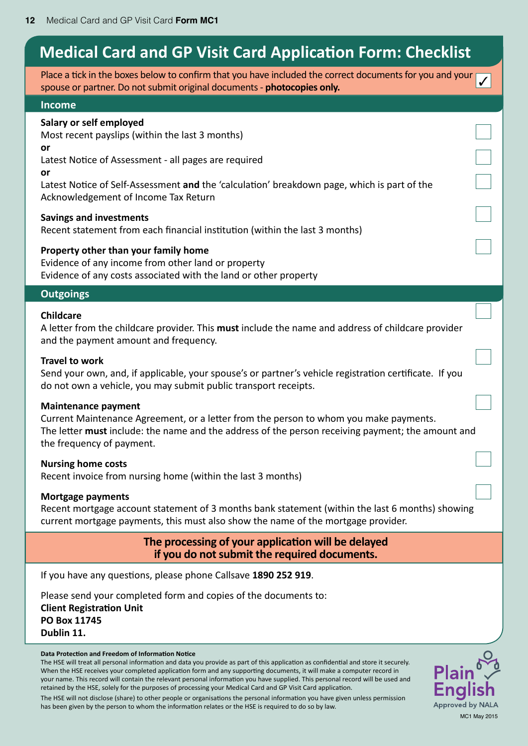# Medical Card and GP Visit Card Application Form: Checklist

Place a tick in the boxes below to confirm that you have included the correct documents for you and your spouse or partner. Do not submit original documents - **photocopies only.** ✓

## Income

**Salary or self employed**

Most recent payslips (within the last 3 months) ☐

**or**

Latest Notice of Assessment - all pages are required ☐

**or**

Latest Notice of Self-Assessment **and** the 'calculation' breakdown page, which is part of the Acknowledgement of Income Tax Return ☐

**Savings and investments** ☐

Recent statement from each financial institution (within the last 3 months)

**Property other than your family home** ☐

Evidence of any income from other land or property

Evidence of any costs associated with the land or other property

## Outgoings

**Childcare** ☐

A letter from the childcare provider. This **must** include the name and address of childcare provider and the payment amount and frequency.

**Travel to work** ☐

Send your own, and, if applicable, your spouse's or partner's vehicle registration certificate. If you do not own a vehicle, you may submit public transport receipts.

**Maintenance payment** ☐

Current Maintenance Agreement, or a letter from the person to whom you make payments.
The letter **must** include: the name and the address of the person receiving payment; the amount and the frequency of payment.

**Nursing home costs** ☐

Recent invoice from nursing home (within the last 3 months)

**Mortgage payments** ☐

Recent mortgage account statement of 3 months bank statement (within the last 6 months) showing current mortgage payments, this must also show the name of the mortgage provider.

**The processing of your application will be delayed if you do not submit the required documents.**

If you have any questions, please phone Callsave **1890 252 919**.

Please send your completed form and copies of the documents to:
**Client Registration Unit**
**PO Box 11745**
**Dublin 11.**

**Data Protection and Freedom of Information Notice**

The HSE will treat all personal information and data you provide as part of this application as confidential and store it securely. When the HSE receives your completed application form and any supporting documents, it will make a computer record in your name. This record will contain the relevant personal information you have supplied. This personal record will be used and retained by the HSE, solely for the purposes of processing your Medical Card and GP Visit Card application.

The HSE will not disclose (share) to other people or organisations the personal information you have given unless permission has been given by the person to whom the information relates or the HSE is required to do so by law.

Plain English Approved by NALA

MC1 May 2015